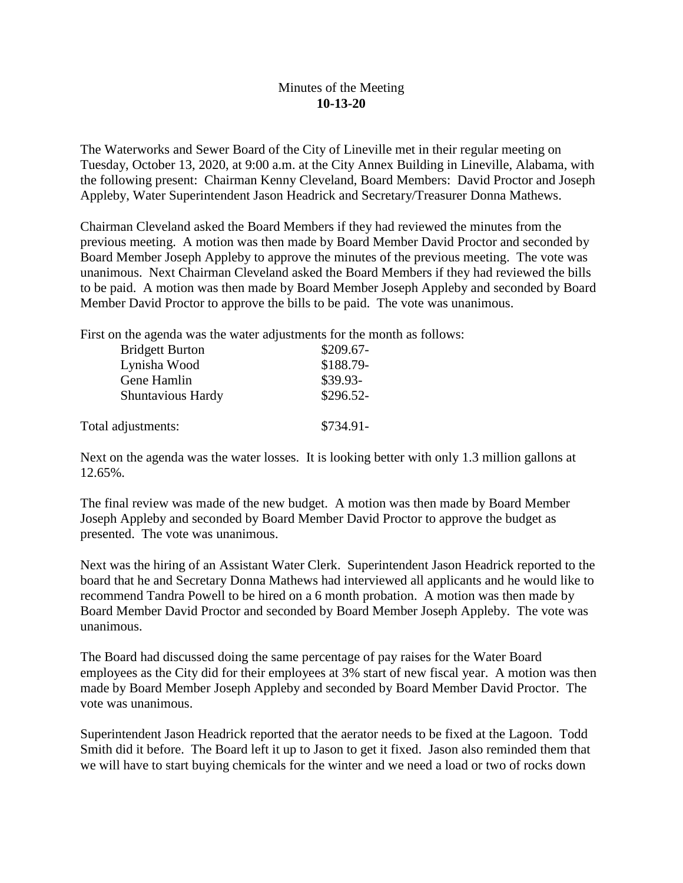Minutes of the Meeting
**10-13-20**

The Waterworks and Sewer Board of the City of Lineville met in their regular meeting on Tuesday, October 13, 2020, at 9:00 a.m. at the City Annex Building in Lineville, Alabama, with the following present: Chairman Kenny Cleveland, Board Members: David Proctor and Joseph Appleby, Water Superintendent Jason Headrick and Secretary/Treasurer Donna Mathews.

Chairman Cleveland asked the Board Members if they had reviewed the minutes from the previous meeting. A motion was then made by Board Member David Proctor and seconded by Board Member Joseph Appleby to approve the minutes of the previous meeting. The vote was unanimous. Next Chairman Cleveland asked the Board Members if they had reviewed the bills to be paid. A motion was then made by Board Member Joseph Appleby and seconded by Board Member David Proctor to approve the bills to be paid. The vote was unanimous.

First on the agenda was the water adjustments for the month as follows:

| | |
|---|---|
| Bridgett Burton | $209.67- |
| Lynisha Wood | $188.79- |
| Gene Hamlin | $39.93- |
| Shuntavious Hardy | $296.52- |
| Total adjustments: | $734.91- |

Next on the agenda was the water losses. It is looking better with only 1.3 million gallons at 12.65%.

The final review was made of the new budget. A motion was then made by Board Member Joseph Appleby and seconded by Board Member David Proctor to approve the budget as presented. The vote was unanimous.

Next was the hiring of an Assistant Water Clerk. Superintendent Jason Headrick reported to the board that he and Secretary Donna Mathews had interviewed all applicants and he would like to recommend Tandra Powell to be hired on a 6 month probation. A motion was then made by Board Member David Proctor and seconded by Board Member Joseph Appleby. The vote was unanimous.

The Board had discussed doing the same percentage of pay raises for the Water Board employees as the City did for their employees at 3% start of new fiscal year. A motion was then made by Board Member Joseph Appleby and seconded by Board Member David Proctor. The vote was unanimous.

Superintendent Jason Headrick reported that the aerator needs to be fixed at the Lagoon. Todd Smith did it before. The Board left it up to Jason to get it fixed. Jason also reminded them that we will have to start buying chemicals for the winter and we need a load or two of rocks down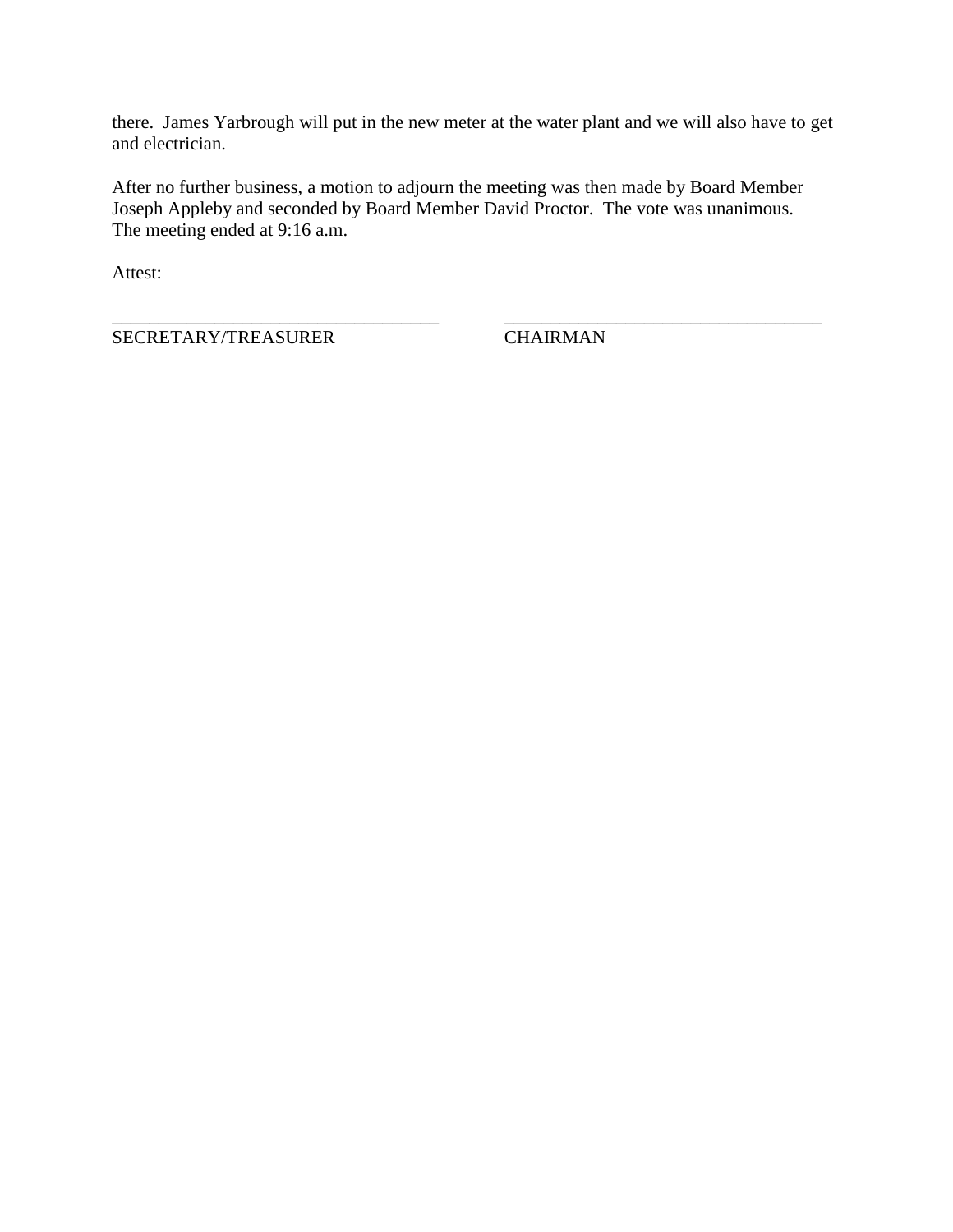there. James Yarbrough will put in the new meter at the water plant and we will also have to get and electrician.

After no further business, a motion to adjourn the meeting was then made by Board Member Joseph Appleby and seconded by Board Member David Proctor. The vote was unanimous. The meeting ended at 9:16 a.m.

Attest:

| | |
|---|---|
| ___________________________________ | ___________________________________ |
| SECRETARY/TREASURER | CHAIRMAN |